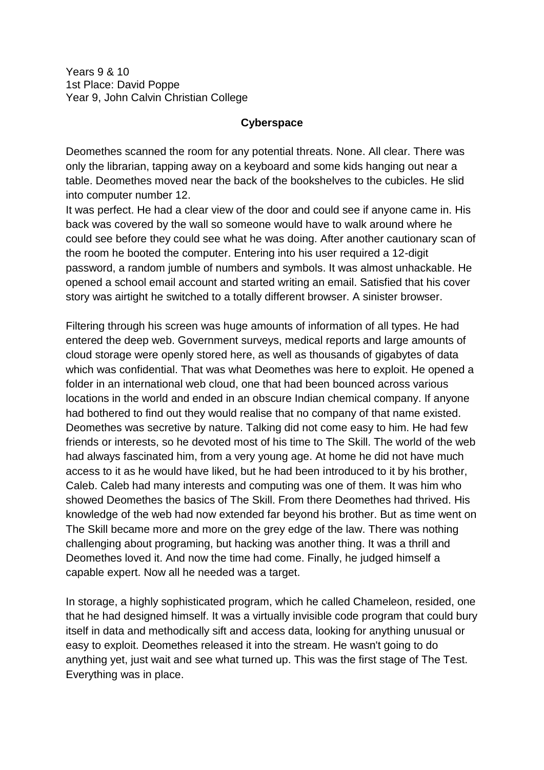Years 9 & 10
1st Place: David Poppe
Year 9, John Calvin Christian College

**Cyberspace**

Deomethes scanned the room for any potential threats. None. All clear. There was only the librarian, tapping away on a keyboard and some kids hanging out near a table. Deomethes moved near the back of the bookshelves to the cubicles. He slid into computer number 12.
It was perfect. He had a clear view of the door and could see if anyone came in. His back was covered by the wall so someone would have to walk around where he could see before they could see what he was doing. After another cautionary scan of the room he booted the computer. Entering into his user required a 12-digit password, a random jumble of numbers and symbols. It was almost unhackable. He opened a school email account and started writing an email. Satisfied that his cover story was airtight he switched to a totally different browser. A sinister browser.

Filtering through his screen was huge amounts of information of all types. He had entered the deep web. Government surveys, medical reports and large amounts of cloud storage were openly stored here, as well as thousands of gigabytes of data which was confidential. That was what Deomethes was here to exploit. He opened a folder in an international web cloud, one that had been bounced across various locations in the world and ended in an obscure Indian chemical company. If anyone had bothered to find out they would realise that no company of that name existed. Deomethes was secretive by nature. Talking did not come easy to him. He had few friends or interests, so he devoted most of his time to The Skill. The world of the web had always fascinated him, from a very young age. At home he did not have much access to it as he would have liked, but he had been introduced to it by his brother, Caleb. Caleb had many interests and computing was one of them. It was him who showed Deomethes the basics of The Skill. From there Deomethes had thrived. His knowledge of the web had now extended far beyond his brother. But as time went on The Skill became more and more on the grey edge of the law. There was nothing challenging about programing, but hacking was another thing. It was a thrill and Deomethes loved it. And now the time had come. Finally, he judged himself a capable expert. Now all he needed was a target.

In storage, a highly sophisticated program, which he called Chameleon, resided, one that he had designed himself. It was a virtually invisible code program that could bury itself in data and methodically sift and access data, looking for anything unusual or easy to exploit. Deomethes released it into the stream. He wasn't going to do anything yet, just wait and see what turned up. This was the first stage of The Test. Everything was in place.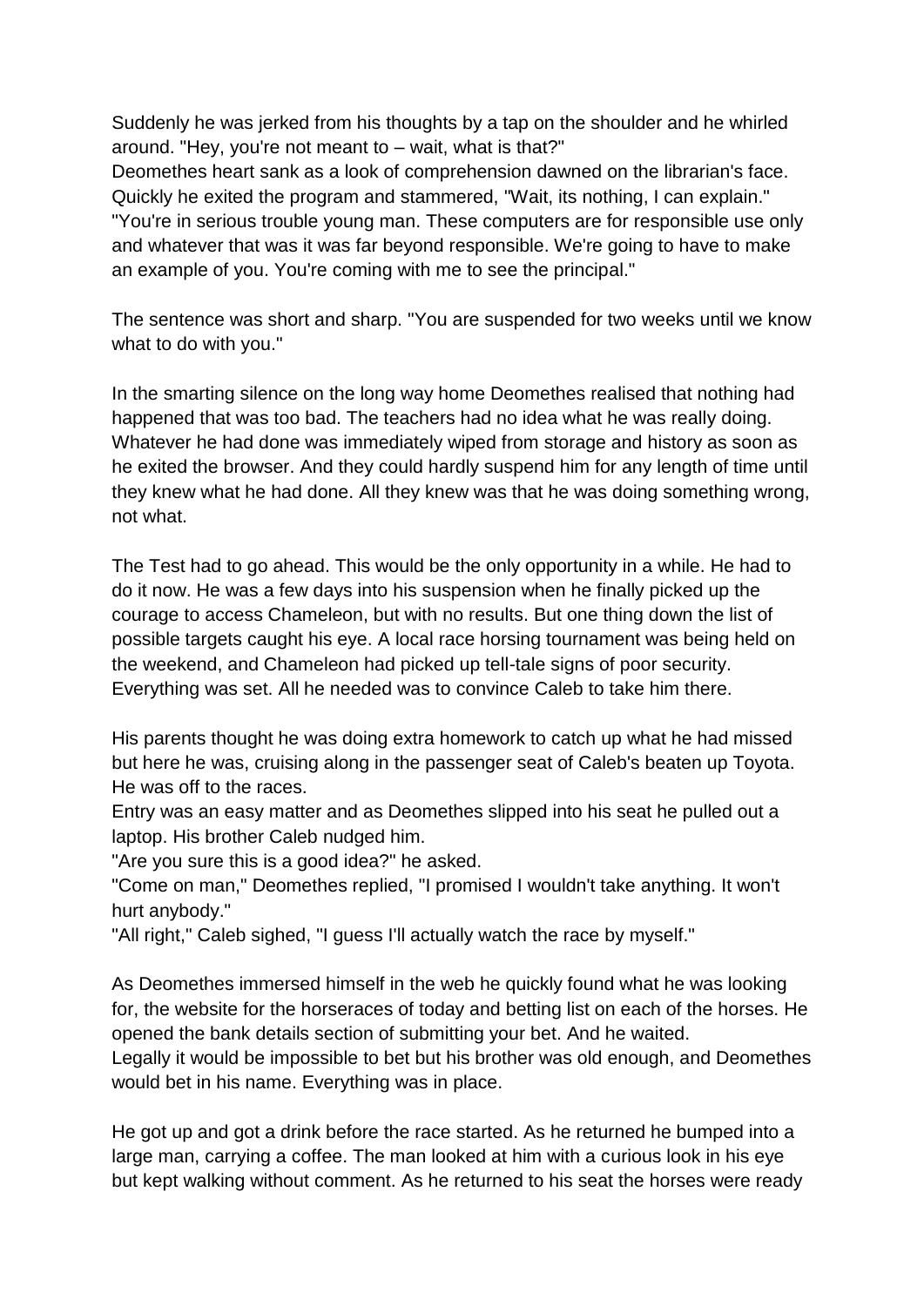Suddenly he was jerked from his thoughts by a tap on the shoulder and he whirled around. "Hey, you're not meant to – wait, what is that?"
Deomethes heart sank as a look of comprehension dawned on the librarian's face. Quickly he exited the program and stammered, "Wait, its nothing, I can explain."
"You're in serious trouble young man. These computers are for responsible use only and whatever that was it was far beyond responsible. We're going to have to make an example of you. You're coming with me to see the principal."

The sentence was short and sharp. "You are suspended for two weeks until we know what to do with you."

In the smarting silence on the long way home Deomethes realised that nothing had happened that was too bad. The teachers had no idea what he was really doing. Whatever he had done was immediately wiped from storage and history as soon as he exited the browser. And they could hardly suspend him for any length of time until they knew what he had done. All they knew was that he was doing something wrong, not what.

The Test had to go ahead. This would be the only opportunity in a while. He had to do it now. He was a few days into his suspension when he finally picked up the courage to access Chameleon, but with no results. But one thing down the list of possible targets caught his eye. A local race horsing tournament was being held on the weekend, and Chameleon had picked up tell-tale signs of poor security. Everything was set. All he needed was to convince Caleb to take him there.

His parents thought he was doing extra homework to catch up what he had missed but here he was, cruising along in the passenger seat of Caleb's beaten up Toyota. He was off to the races.
Entry was an easy matter and as Deomethes slipped into his seat he pulled out a laptop. His brother Caleb nudged him.
"Are you sure this is a good idea?" he asked.
"Come on man," Deomethes replied, "I promised I wouldn't take anything. It won't hurt anybody."
"All right," Caleb sighed, "I guess I'll actually watch the race by myself."

As Deomethes immersed himself in the web he quickly found what he was looking for, the website for the horseraces of today and betting list on each of the horses. He opened the bank details section of submitting your bet. And he waited.
Legally it would be impossible to bet but his brother was old enough, and Deomethes would bet in his name. Everything was in place.

He got up and got a drink before the race started. As he returned he bumped into a large man, carrying a coffee. The man looked at him with a curious look in his eye but kept walking without comment. As he returned to his seat the horses were ready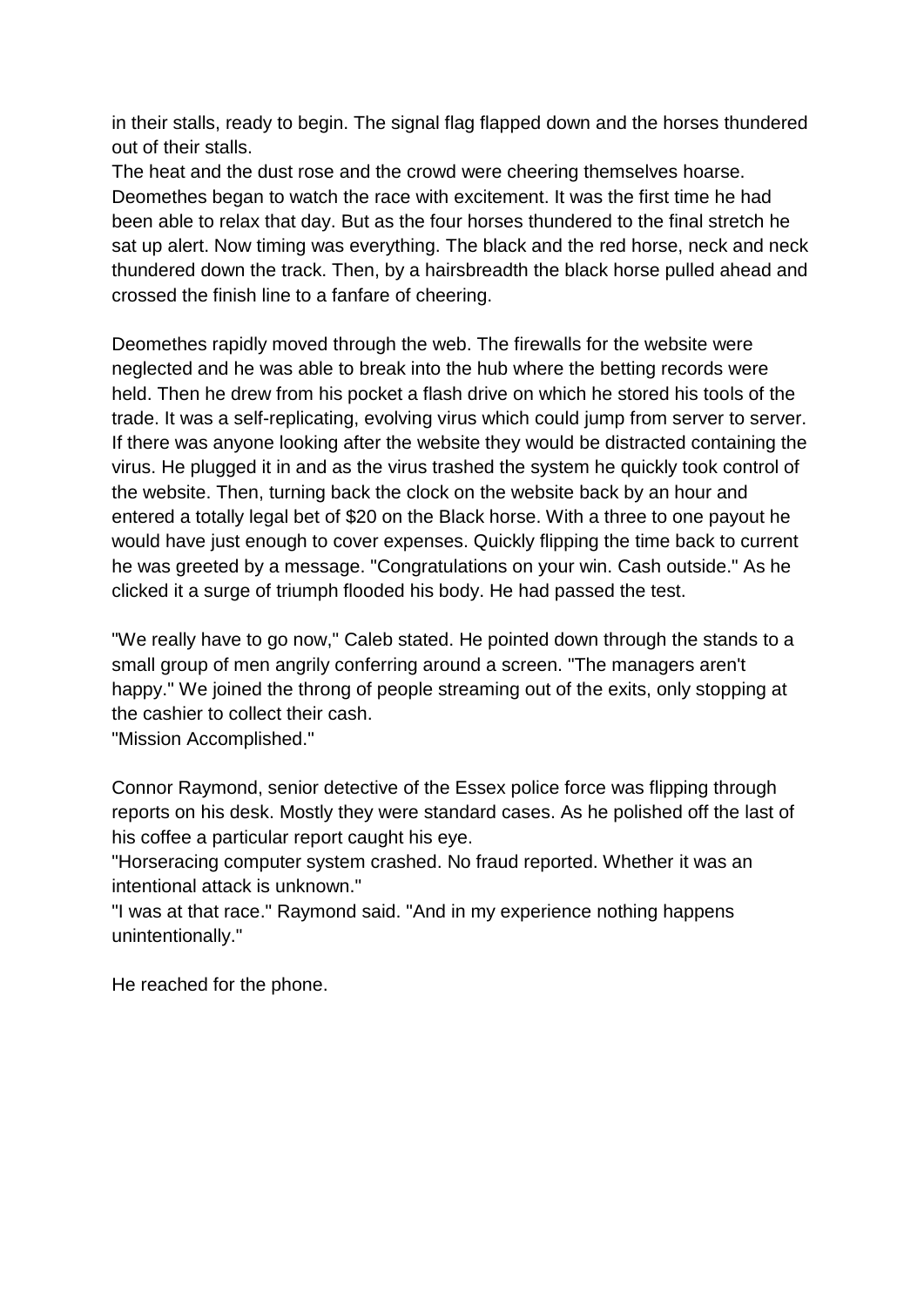in their stalls, ready to begin. The signal flag flapped down and the horses thundered out of their stalls.

The heat and the dust rose and the crowd were cheering themselves hoarse. Deomethes began to watch the race with excitement. It was the first time he had been able to relax that day. But as the four horses thundered to the final stretch he sat up alert. Now timing was everything. The black and the red horse, neck and neck thundered down the track. Then, by a hairsbreadth the black horse pulled ahead and crossed the finish line to a fanfare of cheering.

Deomethes rapidly moved through the web. The firewalls for the website were neglected and he was able to break into the hub where the betting records were held. Then he drew from his pocket a flash drive on which he stored his tools of the trade. It was a self-replicating, evolving virus which could jump from server to server. If there was anyone looking after the website they would be distracted containing the virus. He plugged it in and as the virus trashed the system he quickly took control of the website. Then, turning back the clock on the website back by an hour and entered a totally legal bet of $20 on the Black horse. With a three to one payout he would have just enough to cover expenses. Quickly flipping the time back to current he was greeted by a message. "Congratulations on your win. Cash outside." As he clicked it a surge of triumph flooded his body. He had passed the test.

"We really have to go now," Caleb stated. He pointed down through the stands to a small group of men angrily conferring around a screen. "The managers aren't happy." We joined the throng of people streaming out of the exits, only stopping at the cashier to collect their cash.

"Mission Accomplished."

Connor Raymond, senior detective of the Essex police force was flipping through reports on his desk. Mostly they were standard cases. As he polished off the last of his coffee a particular report caught his eye.

"Horseracing computer system crashed. No fraud reported. Whether it was an intentional attack is unknown."

"I was at that race." Raymond said. "And in my experience nothing happens unintentionally."

He reached for the phone.